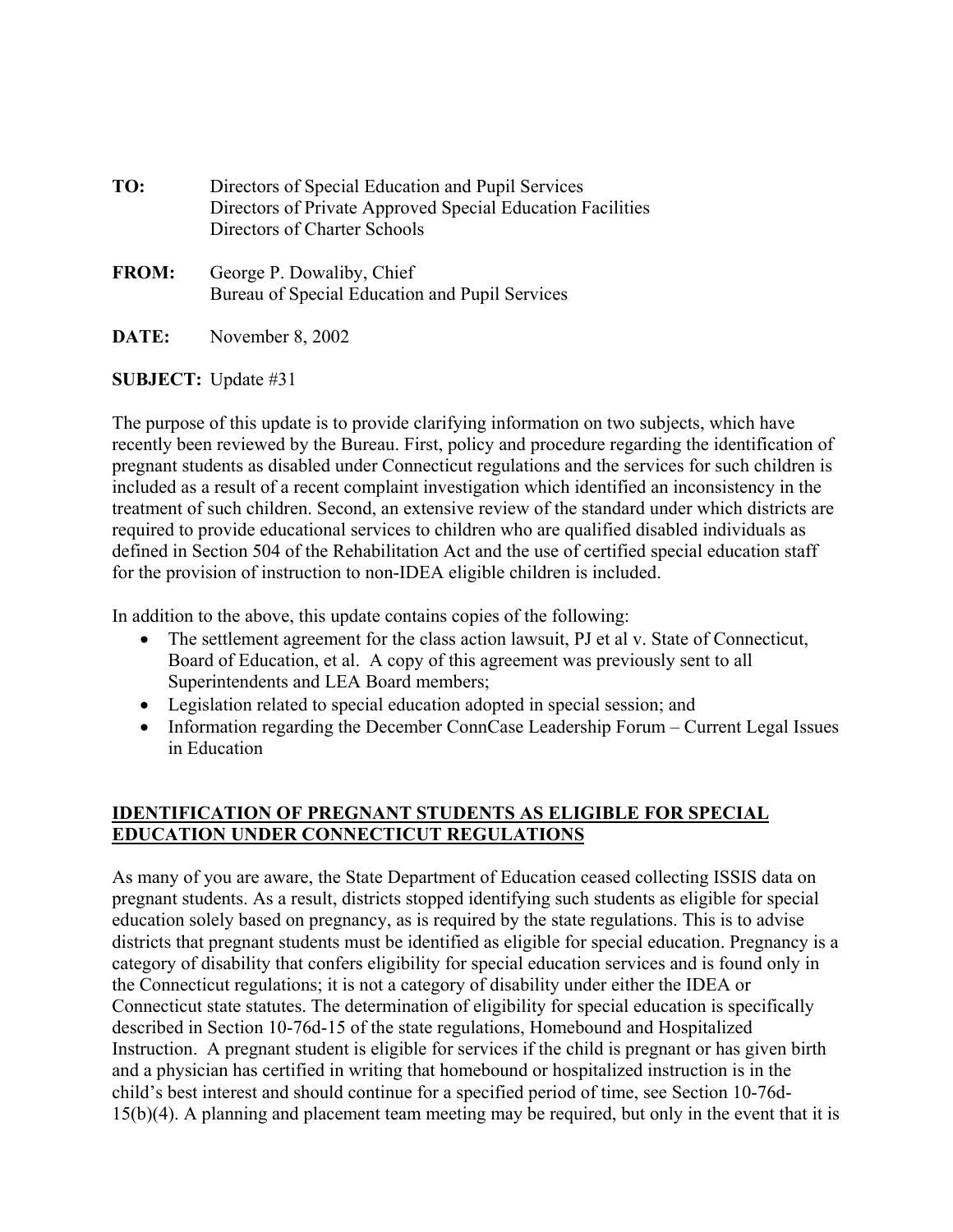**TO:** Directors of Special Education and Pupil Services
Directors of Private Approved Special Education Facilities
Directors of Charter Schools

**FROM:** George P. Dowaliby, Chief
Bureau of Special Education and Pupil Services

**DATE:** November 8, 2002

**SUBJECT:** Update #31

The purpose of this update is to provide clarifying information on two subjects, which have recently been reviewed by the Bureau. First, policy and procedure regarding the identification of pregnant students as disabled under Connecticut regulations and the services for such children is included as a result of a recent complaint investigation which identified an inconsistency in the treatment of such children. Second, an extensive review of the standard under which districts are required to provide educational services to children who are qualified disabled individuals as defined in Section 504 of the Rehabilitation Act and the use of certified special education staff for the provision of instruction to non-IDEA eligible children is included.

In addition to the above, this update contains copies of the following:

- The settlement agreement for the class action lawsuit, PJ et al v. State of Connecticut, Board of Education, et al. A copy of this agreement was previously sent to all Superintendents and LEA Board members;
- Legislation related to special education adopted in special session; and
- Information regarding the December ConnCase Leadership Forum – Current Legal Issues in Education

**<u>IDENTIFICATION OF PREGNANT STUDENTS AS ELIGIBLE FOR SPECIAL EDUCATION UNDER CONNECTICUT REGULATIONS</u>**

As many of you are aware, the State Department of Education ceased collecting ISSIS data on pregnant students. As a result, districts stopped identifying such students as eligible for special education solely based on pregnancy, as is required by the state regulations. This is to advise districts that pregnant students must be identified as eligible for special education. Pregnancy is a category of disability that confers eligibility for special education services and is found only in the Connecticut regulations; it is not a category of disability under either the IDEA or Connecticut state statutes. The determination of eligibility for special education is specifically described in Section 10-76d-15 of the state regulations, Homebound and Hospitalized Instruction. A pregnant student is eligible for services if the child is pregnant or has given birth and a physician has certified in writing that homebound or hospitalized instruction is in the child's best interest and should continue for a specified period of time, see Section 10-76d-15(b)(4). A planning and placement team meeting may be required, but only in the event that it is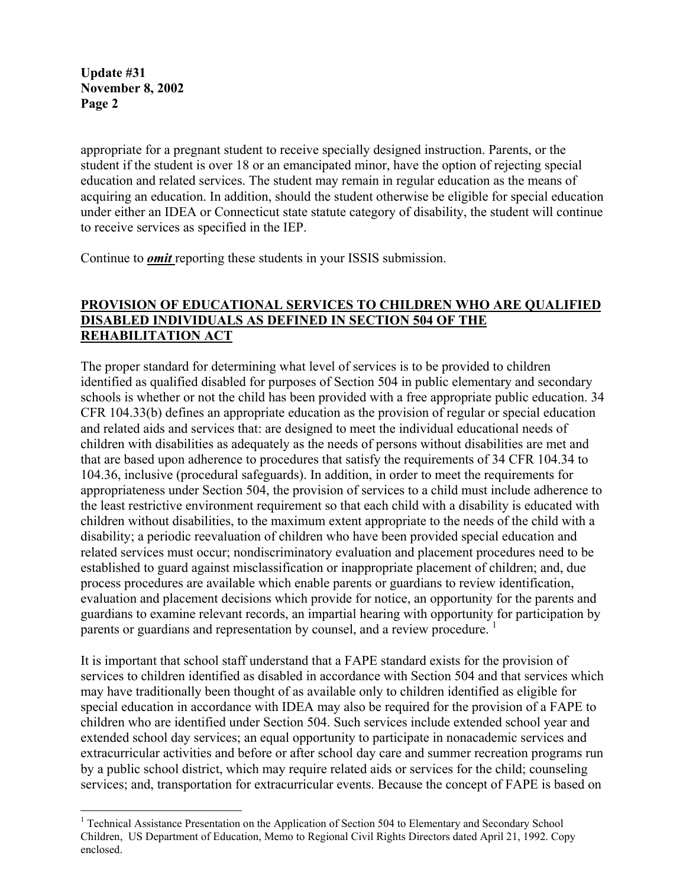appropriate for a pregnant student to receive specially designed instruction. Parents, or the student if the student is over 18 or an emancipated minor, have the option of rejecting special education and related services. The student may remain in regular education as the means of acquiring an education. In addition, should the student otherwise be eligible for special education under either an IDEA or Connecticut state statute category of disability, the student will continue to receive services as specified in the IEP.

Continue to ***omit*** reporting these students in your ISSIS submission.

## PROVISION OF EDUCATIONAL SERVICES TO CHILDREN WHO ARE QUALIFIED DISABLED INDIVIDUALS AS DEFINED IN SECTION 504 OF THE REHABILITATION ACT

The proper standard for determining what level of services is to be provided to children identified as qualified disabled for purposes of Section 504 in public elementary and secondary schools is whether or not the child has been provided with a free appropriate public education. 34 CFR 104.33(b) defines an appropriate education as the provision of regular or special education and related aids and services that: are designed to meet the individual educational needs of children with disabilities as adequately as the needs of persons without disabilities are met and that are based upon adherence to procedures that satisfy the requirements of 34 CFR 104.34 to 104.36, inclusive (procedural safeguards). In addition, in order to meet the requirements for appropriateness under Section 504, the provision of services to a child must include adherence to the least restrictive environment requirement so that each child with a disability is educated with children without disabilities, to the maximum extent appropriate to the needs of the child with a disability; a periodic reevaluation of children who have been provided special education and related services must occur; nondiscriminatory evaluation and placement procedures need to be established to guard against misclassification or inappropriate placement of children; and, due process procedures are available which enable parents or guardians to review identification, evaluation and placement decisions which provide for notice, an opportunity for the parents and guardians to examine relevant records, an impartial hearing with opportunity for participation by parents or guardians and representation by counsel, and a review procedure. [1]

It is important that school staff understand that a FAPE standard exists for the provision of services to children identified as disabled in accordance with Section 504 and that services which may have traditionally been thought of as available only to children identified as eligible for special education in accordance with IDEA may also be required for the provision of a FAPE to children who are identified under Section 504. Such services include extended school year and extended school day services; an equal opportunity to participate in nonacademic services and extracurricular activities and before or after school day care and summer recreation programs run by a public school district, which may require related aids or services for the child; counseling services; and, transportation for extracurricular events. Because the concept of FAPE is based on

[1] Technical Assistance Presentation on the Application of Section 504 to Elementary and Secondary School Children, US Department of Education, Memo to Regional Civil Rights Directors dated April 21, 1992. Copy enclosed.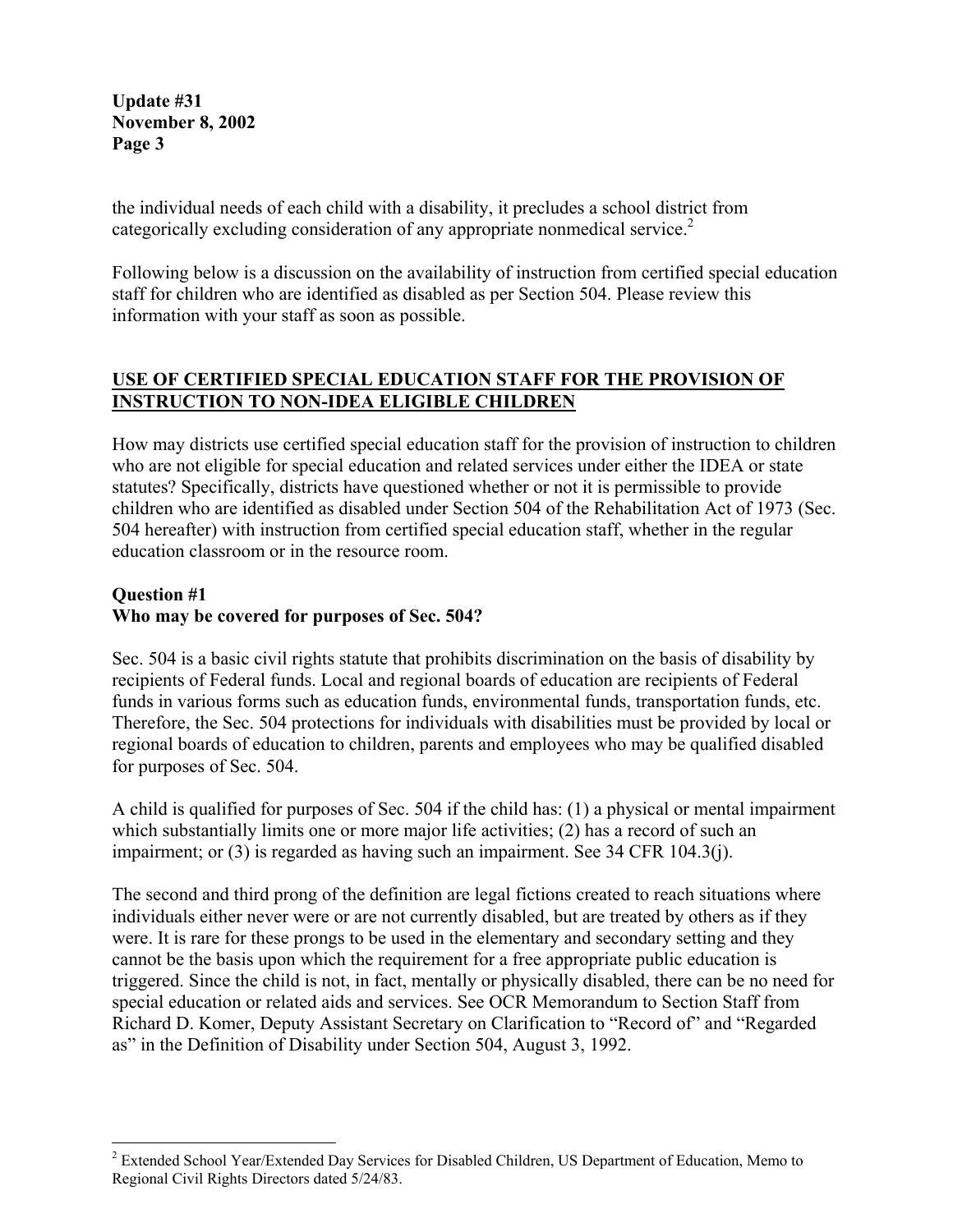the individual needs of each child with a disability, it precludes a school district from categorically excluding consideration of any appropriate nonmedical service.[2]

Following below is a discussion on the availability of instruction from certified special education staff for children who are identified as disabled as per Section 504. Please review this information with your staff as soon as possible.

## USE OF CERTIFIED SPECIAL EDUCATION STAFF FOR THE PROVISION OF INSTRUCTION TO NON-IDEA ELIGIBLE CHILDREN

How may districts use certified special education staff for the provision of instruction to children who are not eligible for special education and related services under either the IDEA or state statutes? Specifically, districts have questioned whether or not it is permissible to provide children who are identified as disabled under Section 504 of the Rehabilitation Act of 1973 (Sec. 504 hereafter) with instruction from certified special education staff, whether in the regular education classroom or in the resource room.

### Question #1
### Who may be covered for purposes of Sec. 504?

Sec. 504 is a basic civil rights statute that prohibits discrimination on the basis of disability by recipients of Federal funds. Local and regional boards of education are recipients of Federal funds in various forms such as education funds, environmental funds, transportation funds, etc. Therefore, the Sec. 504 protections for individuals with disabilities must be provided by local or regional boards of education to children, parents and employees who may be qualified disabled for purposes of Sec. 504.

A child is qualified for purposes of Sec. 504 if the child has: (1) a physical or mental impairment which substantially limits one or more major life activities; (2) has a record of such an impairment; or (3) is regarded as having such an impairment. See 34 CFR 104.3(j).

The second and third prong of the definition are legal fictions created to reach situations where individuals either never were or are not currently disabled, but are treated by others as if they were. It is rare for these prongs to be used in the elementary and secondary setting and they cannot be the basis upon which the requirement for a free appropriate public education is triggered. Since the child is not, in fact, mentally or physically disabled, there can be no need for special education or related aids and services. See OCR Memorandum to Section Staff from Richard D. Komer, Deputy Assistant Secretary on Clarification to "Record of" and "Regarded as" in the Definition of Disability under Section 504, August 3, 1992.

---

[2] Extended School Year/Extended Day Services for Disabled Children, US Department of Education, Memo to Regional Civil Rights Directors dated 5/24/83.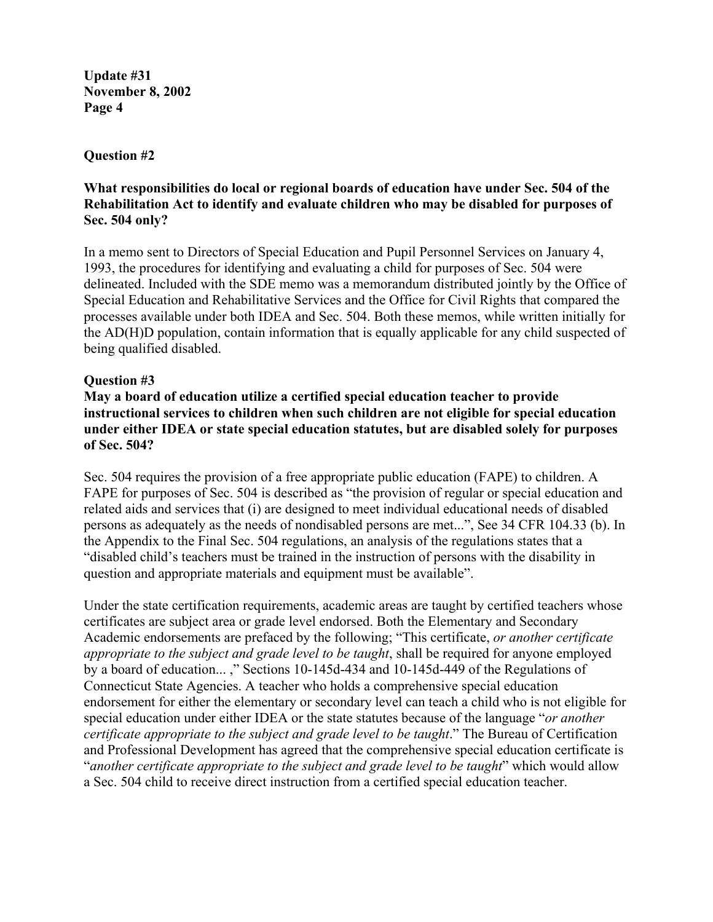**Question #2**

**What responsibilities do local or regional boards of education have under Sec. 504 of the Rehabilitation Act to identify and evaluate children who may be disabled for purposes of Sec. 504 only?**

In a memo sent to Directors of Special Education and Pupil Personnel Services on January 4, 1993, the procedures for identifying and evaluating a child for purposes of Sec. 504 were delineated. Included with the SDE memo was a memorandum distributed jointly by the Office of Special Education and Rehabilitative Services and the Office for Civil Rights that compared the processes available under both IDEA and Sec. 504. Both these memos, while written initially for the AD(H)D population, contain information that is equally applicable for any child suspected of being qualified disabled.

**Question #3**

**May a board of education utilize a certified special education teacher to provide instructional services to children when such children are not eligible for special education under either IDEA or state special education statutes, but are disabled solely for purposes of Sec. 504?**

Sec. 504 requires the provision of a free appropriate public education (FAPE) to children. A FAPE for purposes of Sec. 504 is described as "the provision of regular or special education and related aids and services that (i) are designed to meet individual educational needs of disabled persons as adequately as the needs of nondisabled persons are met...", See 34 CFR 104.33 (b). In the Appendix to the Final Sec. 504 regulations, an analysis of the regulations states that a "disabled child's teachers must be trained in the instruction of persons with the disability in question and appropriate materials and equipment must be available".

Under the state certification requirements, academic areas are taught by certified teachers whose certificates are subject area or grade level endorsed. Both the Elementary and Secondary Academic endorsements are prefaced by the following; "This certificate, *or another certificate appropriate to the subject and grade level to be taught*, shall be required for anyone employed by a board of education... ," Sections 10-145d-434 and 10-145d-449 of the Regulations of Connecticut State Agencies. A teacher who holds a comprehensive special education endorsement for either the elementary or secondary level can teach a child who is not eligible for special education under either IDEA or the state statutes because of the language "*or another certificate appropriate to the subject and grade level to be taught*." The Bureau of Certification and Professional Development has agreed that the comprehensive special education certificate is "*another certificate appropriate to the subject and grade level to be taught*" which would allow a Sec. 504 child to receive direct instruction from a certified special education teacher.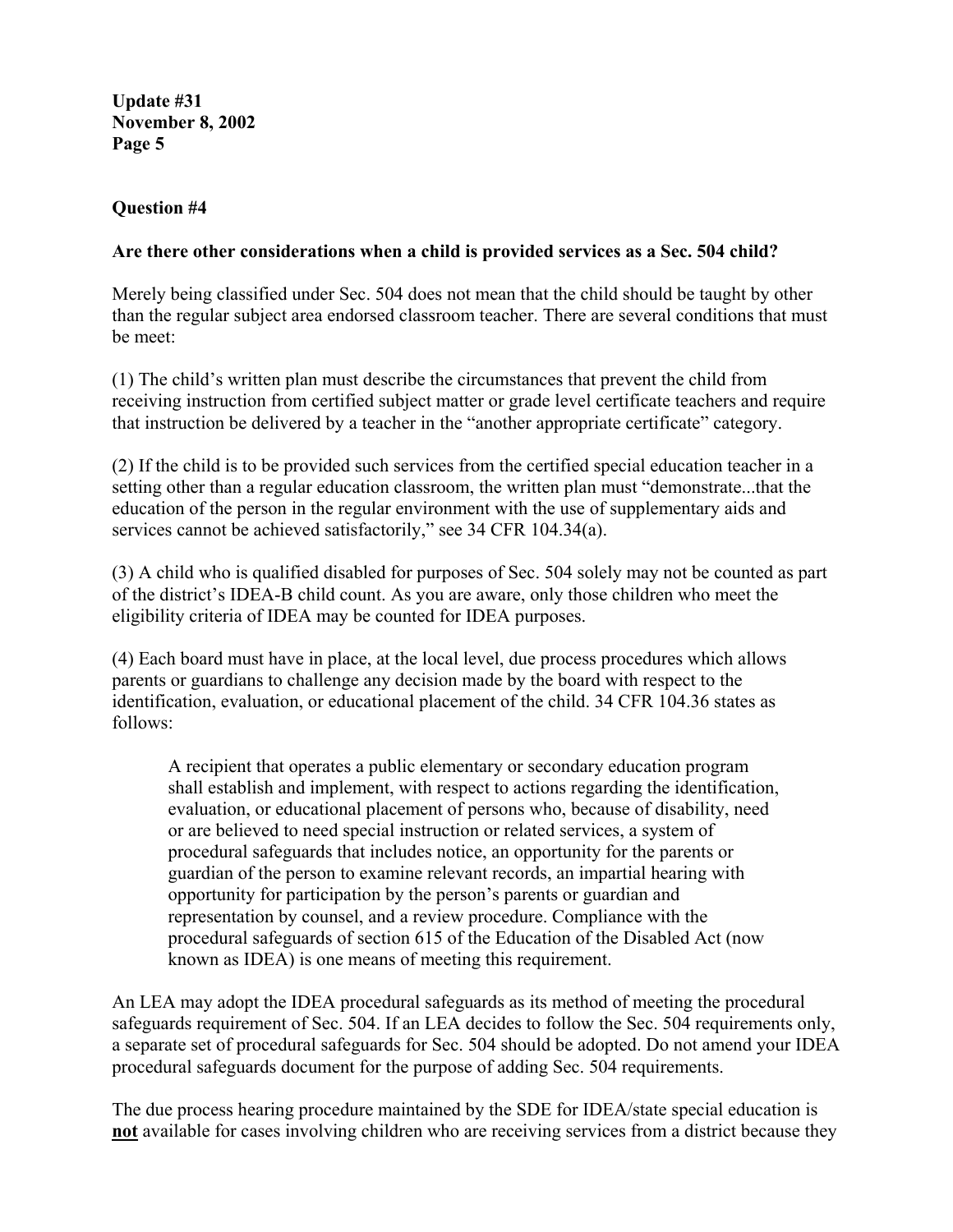**Question #4**

**Are there other considerations when a child is provided services as a Sec. 504 child?**

Merely being classified under Sec. 504 does not mean that the child should be taught by other than the regular subject area endorsed classroom teacher. There are several conditions that must be meet:

(1) The child's written plan must describe the circumstances that prevent the child from receiving instruction from certified subject matter or grade level certificate teachers and require that instruction be delivered by a teacher in the "another appropriate certificate" category.

(2) If the child is to be provided such services from the certified special education teacher in a setting other than a regular education classroom, the written plan must "demonstrate...that the education of the person in the regular environment with the use of supplementary aids and services cannot be achieved satisfactorily," see 34 CFR 104.34(a).

(3) A child who is qualified disabled for purposes of Sec. 504 solely may not be counted as part of the district's IDEA-B child count. As you are aware, only those children who meet the eligibility criteria of IDEA may be counted for IDEA purposes.

(4) Each board must have in place, at the local level, due process procedures which allows parents or guardians to challenge any decision made by the board with respect to the identification, evaluation, or educational placement of the child. 34 CFR 104.36 states as follows:

> A recipient that operates a public elementary or secondary education program shall establish and implement, with respect to actions regarding the identification, evaluation, or educational placement of persons who, because of disability, need or are believed to need special instruction or related services, a system of procedural safeguards that includes notice, an opportunity for the parents or guardian of the person to examine relevant records, an impartial hearing with opportunity for participation by the person's parents or guardian and representation by counsel, and a review procedure. Compliance with the procedural safeguards of section 615 of the Education of the Disabled Act (now known as IDEA) is one means of meeting this requirement.

An LEA may adopt the IDEA procedural safeguards as its method of meeting the procedural safeguards requirement of Sec. 504. If an LEA decides to follow the Sec. 504 requirements only, a separate set of procedural safeguards for Sec. 504 should be adopted. Do not amend your IDEA procedural safeguards document for the purpose of adding Sec. 504 requirements.

The due process hearing procedure maintained by the SDE for IDEA/state special education is **not** available for cases involving children who are receiving services from a district because they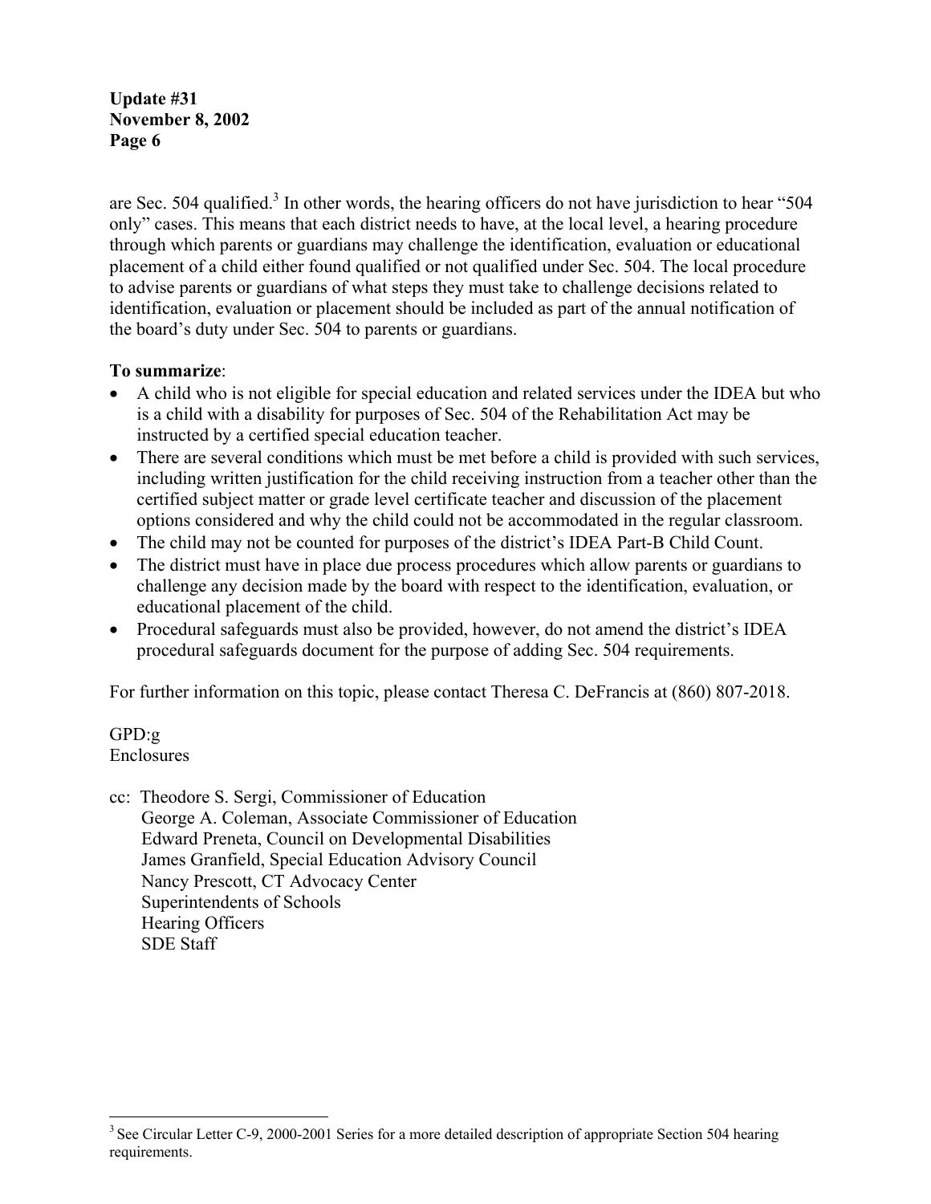are Sec. 504 qualified.[3] In other words, the hearing officers do not have jurisdiction to hear "504 only" cases. This means that each district needs to have, at the local level, a hearing procedure through which parents or guardians may challenge the identification, evaluation or educational placement of a child either found qualified or not qualified under Sec. 504. The local procedure to advise parents or guardians of what steps they must take to challenge decisions related to identification, evaluation or placement should be included as part of the annual notification of the board's duty under Sec. 504 to parents or guardians.

**To summarize**:

- A child who is not eligible for special education and related services under the IDEA but who is a child with a disability for purposes of Sec. 504 of the Rehabilitation Act may be instructed by a certified special education teacher.
- There are several conditions which must be met before a child is provided with such services, including written justification for the child receiving instruction from a teacher other than the certified subject matter or grade level certificate teacher and discussion of the placement options considered and why the child could not be accommodated in the regular classroom.
- The child may not be counted for purposes of the district's IDEA Part-B Child Count.
- The district must have in place due process procedures which allow parents or guardians to challenge any decision made by the board with respect to the identification, evaluation, or educational placement of the child.
- Procedural safeguards must also be provided, however, do not amend the district's IDEA procedural safeguards document for the purpose of adding Sec. 504 requirements.

For further information on this topic, please contact Theresa C. DeFrancis at (860) 807-2018.

GPD:g
Enclosures

cc: Theodore S. Sergi, Commissioner of Education
George A. Coleman, Associate Commissioner of Education
Edward Preneta, Council on Developmental Disabilities
James Granfield, Special Education Advisory Council
Nancy Prescott, CT Advocacy Center
Superintendents of Schools
Hearing Officers
SDE Staff

---

[3] See Circular Letter C-9, 2000-2001 Series for a more detailed description of appropriate Section 504 hearing requirements.